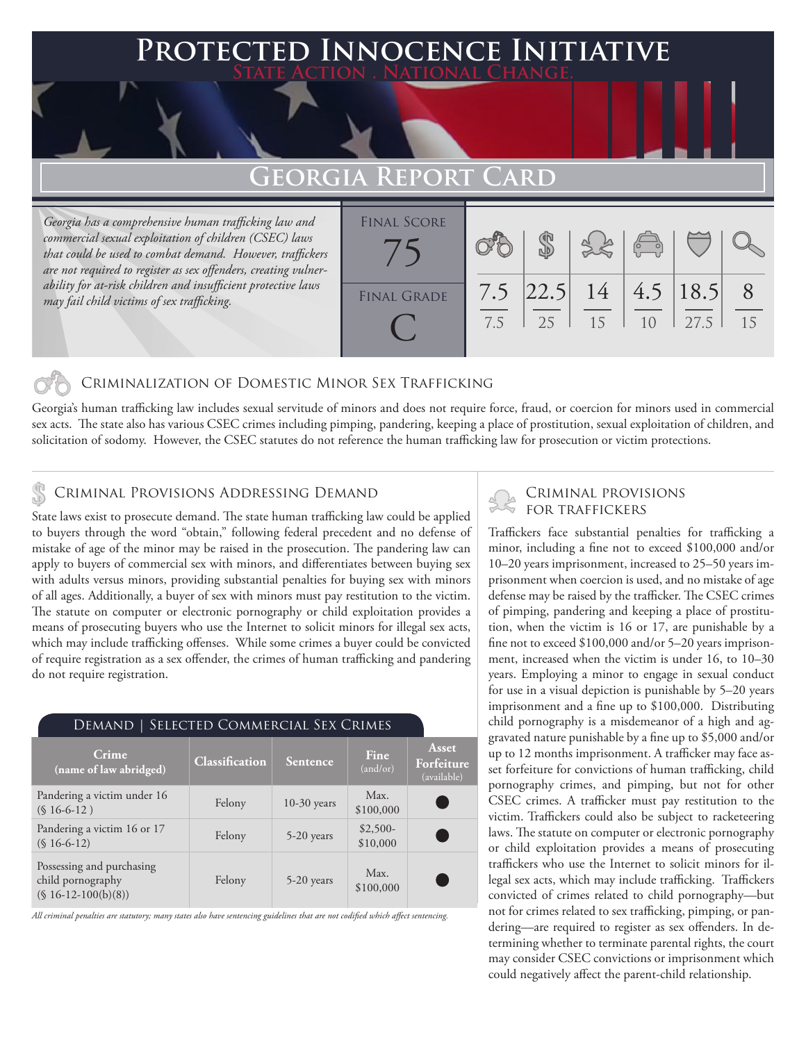# Protected Innocence Initiative

State Action . National Change.

## Georgia Report Card

*Georgia has a comprehensive human trafficking law and commercial sexual exploitation of children (CSEC) laws that could be used to combat demand. However, traffickers are not required to register as sex offenders, creating vulnerability for at-risk children and insufficient protective laws may fail child victims of sex trafficking.*

| Final Score | Final Grade |
|---|---|
| 75 | C |

| Criminalization of Domestic Minor Sex Trafficking | Criminal Provisions Addressing Demand | Criminal Provisions for Traffickers | Criminal Provisions for Facilitators | Protective Provisions for the Child Victims | Criminal Justice Tools for Investigation and Prosecutions |
|---|---|---|---|---|---|
| 7.5 / 7.5 | 22.5 / 25 | 14 / 15 | 4.5 / 10 | 18.5 / 27.5 | 8 / 15 |

### Criminalization of Domestic Minor Sex Trafficking

Georgia's human trafficking law includes sexual servitude of minors and does not require force, fraud, or coercion for minors used in commercial sex acts. The state also has various CSEC crimes including pimping, pandering, keeping a place of prostitution, sexual exploitation of children, and solicitation of sodomy. However, the CSEC statutes do not reference the human trafficking law for prosecution or victim protections.

### Criminal Provisions Addressing Demand

State laws exist to prosecute demand. The state human trafficking law could be applied to buyers through the word "obtain," following federal precedent and no defense of mistake of age of the minor may be raised in the prosecution. The pandering law can apply to buyers of commercial sex with minors, and differentiates between buying sex with adults versus minors, providing substantial penalties for buying sex with minors of all ages. Additionally, a buyer of sex with minors must pay restitution to the victim. The statute on computer or electronic pornography or child exploitation provides a means of prosecuting buyers who use the Internet to solicit minors for illegal sex acts, which may include trafficking offenses. While some crimes a buyer could be convicted of require registration as a sex offender, the crimes of human trafficking and pandering do not require registration.

#### Demand | Selected Commercial Sex Crimes

| Crime (name of law abridged) | Classification | Sentence | Fine (and/or) | Asset Forfeiture (available) |
|---|---|---|---|---|
| Pandering a victim under 16 (§ 16-6-12 ) | Felony | 10-30 years | Max. $100,000 | ● |
| Pandering a victim 16 or 17 (§ 16-6-12) | Felony | 5-20 years | $2,500-$10,000 | ● |
| Possessing and purchasing child pornography (§ 16-12-100(b)(8)) | Felony | 5-20 years | Max. $100,000 | ● |

*All criminal penalties are statutory; many states also have sentencing guidelines that are not codified which affect sentencing.*

### Criminal Provisions for Traffickers

Traffickers face substantial penalties for trafficking a minor, including a fine not to exceed $100,000 and/or 10–20 years imprisonment, increased to 25–50 years imprisonment when coercion is used, and no mistake of age defense may be raised by the trafficker. The CSEC crimes of pimping, pandering and keeping a place of prostitution, when the victim is 16 or 17, are punishable by a fine not to exceed $100,000 and/or 5–20 years imprisonment, increased when the victim is under 16, to 10–30 years. Employing a minor to engage in sexual conduct for use in a visual depiction is punishable by 5–20 years imprisonment and a fine up to $100,000. Distributing child pornography is a misdemeanor of a high and aggravated nature punishable by a fine up to $5,000 and/or up to 12 months imprisonment. A trafficker may face asset forfeiture for convictions of human trafficking, child pornography crimes, and pimping, but not for other CSEC crimes. A trafficker must pay restitution to the victim. Traffickers could also be subject to racketeering laws. The statute on computer or electronic pornography or child exploitation provides a means of prosecuting traffickers who use the Internet to solicit minors for illegal sex acts, which may include trafficking. Traffickers convicted of crimes related to child pornography—but not for crimes related to sex trafficking, pimping, or pandering—are required to register as sex offenders. In determining whether to terminate parental rights, the court may consider CSEC convictions or imprisonment which could negatively affect the parent-child relationship.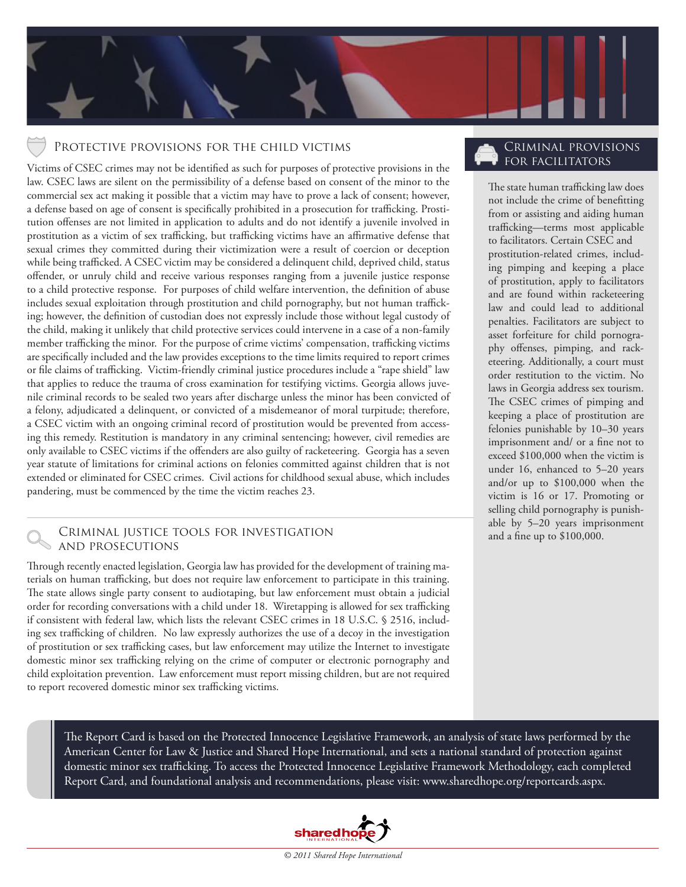## Protective provisions for the child victims

Victims of CSEC crimes may not be identified as such for purposes of protective provisions in the law. CSEC laws are silent on the permissibility of a defense based on consent of the minor to the commercial sex act making it possible that a victim may have to prove a lack of consent; however, a defense based on age of consent is specifically prohibited in a prosecution for trafficking. Prostitution offenses are not limited in application to adults and do not identify a juvenile involved in prostitution as a victim of sex trafficking, but trafficking victims have an affirmative defense that sexual crimes they committed during their victimization were a result of coercion or deception while being trafficked. A CSEC victim may be considered a delinquent child, deprived child, status offender, or unruly child and receive various responses ranging from a juvenile justice response to a child protective response. For purposes of child welfare intervention, the definition of abuse includes sexual exploitation through prostitution and child pornography, but not human trafficking; however, the definition of custodian does not expressly include those without legal custody of the child, making it unlikely that child protective services could intervene in a case of a non-family member trafficking the minor. For the purpose of crime victims' compensation, trafficking victims are specifically included and the law provides exceptions to the time limits required to report crimes or file claims of trafficking. Victim-friendly criminal justice procedures include a "rape shield" law that applies to reduce the trauma of cross examination for testifying victims. Georgia allows juvenile criminal records to be sealed two years after discharge unless the minor has been convicted of a felony, adjudicated a delinquent, or convicted of a misdemeanor of moral turpitude; therefore, a CSEC victim with an ongoing criminal record of prostitution would be prevented from accessing this remedy. Restitution is mandatory in any criminal sentencing; however, civil remedies are only available to CSEC victims if the offenders are also guilty of racketeering. Georgia has a seven year statute of limitations for criminal actions on felonies committed against children that is not extended or eliminated for CSEC crimes. Civil actions for childhood sexual abuse, which includes pandering, must be commenced by the time the victim reaches 23.

## Criminal justice tools for investigation and prosecutions

Through recently enacted legislation, Georgia law has provided for the development of training materials on human trafficking, but does not require law enforcement to participate in this training. The state allows single party consent to audiotaping, but law enforcement must obtain a judicial order for recording conversations with a child under 18. Wiretapping is allowed for sex trafficking if consistent with federal law, which lists the relevant CSEC crimes in 18 U.S.C. § 2516, including sex trafficking of children. No law expressly authorizes the use of a decoy in the investigation of prostitution or sex trafficking cases, but law enforcement may utilize the Internet to investigate domestic minor sex trafficking relying on the crime of computer or electronic pornography and child exploitation prevention. Law enforcement must report missing children, but are not required to report recovered domestic minor sex trafficking victims.

## Criminal provisions for facilitators

The state human trafficking law does not include the crime of benefitting from or assisting and aiding human trafficking—terms most applicable to facilitators. Certain CSEC and prostitution-related crimes, including pimping and keeping a place of prostitution, apply to facilitators and are found within racketeering law and could lead to additional penalties. Facilitators are subject to asset forfeiture for child pornography offenses, pimping, and racketeering. Additionally, a court must order restitution to the victim. No laws in Georgia address sex tourism. The CSEC crimes of pimping and keeping a place of prostitution are felonies punishable by 10–30 years imprisonment and/ or a fine not to exceed $100,000 when the victim is under 16, enhanced to 5–20 years and/or up to $100,000 when the victim is 16 or 17. Promoting or selling child pornography is punishable by 5–20 years imprisonment and a fine up to $100,000.

The Report Card is based on the Protected Innocence Legislative Framework, an analysis of state laws performed by the American Center for Law & Justice and Shared Hope International, and sets a national standard of protection against domestic minor sex trafficking. To access the Protected Innocence Legislative Framework Methodology, each completed Report Card, and foundational analysis and recommendations, please visit: www.sharedhope.org/reportcards.aspx.

sharedhope INTERNATIONAL

*© 2011 Shared Hope International*